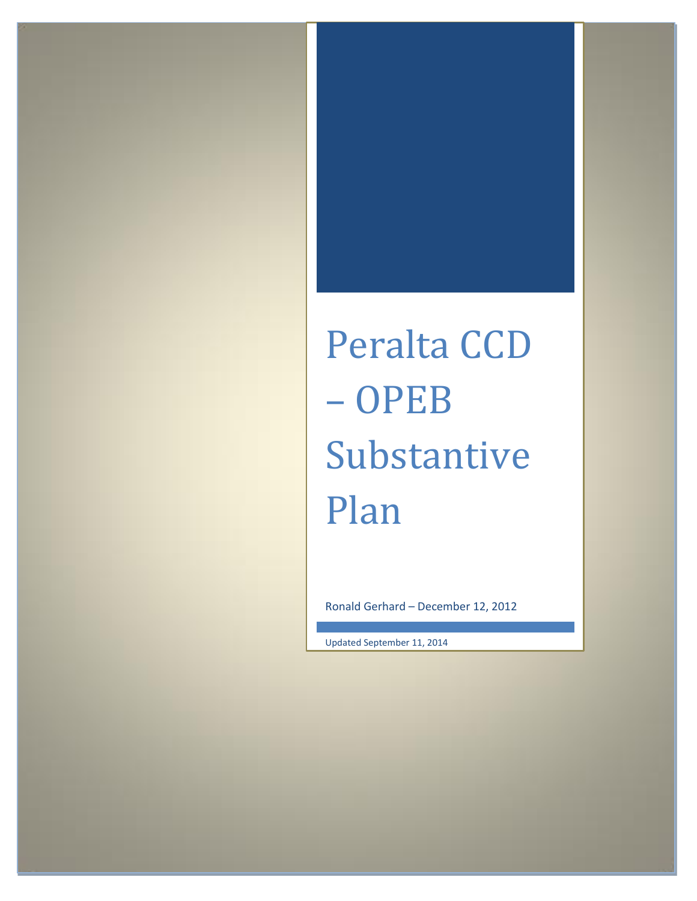# Peralta CCD – OPEB Substantive Plan

Ronald Gerhard – December 12, 2012

Updated September 11, 2014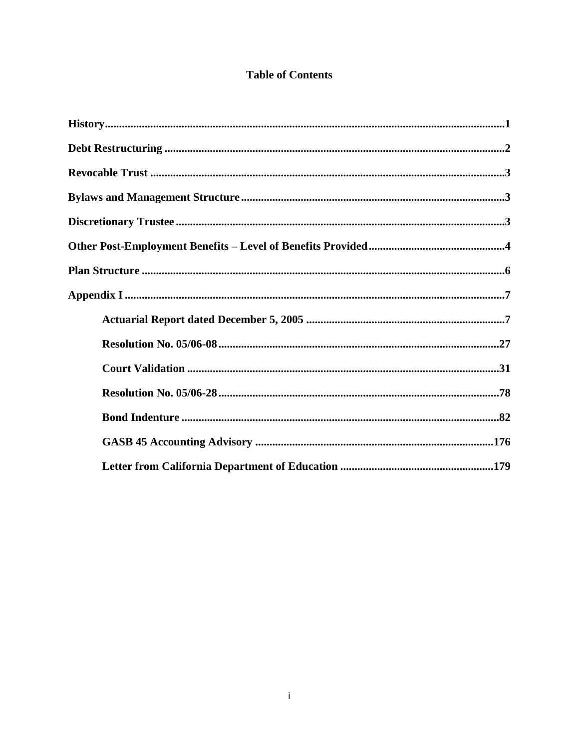# Table of Contents

**History** ... **1**

**Debt Restructuring** ... **2**

**Revocable Trust** ... **3**

**Bylaws and Management Structure** ... **3**

**Discretionary Trustee** ... **3**

**Other Post-Employment Benefits – Level of Benefits Provided** ... **4**

**Plan Structure** ... **6**

**Appendix I** ... **7**

- **Actuarial Report dated December 5, 2005** ... **7**
- **Resolution No. 05/06-08** ... **27**
- **Court Validation** ... **31**
- **Resolution No. 05/06-28** ... **78**
- **Bond Indenture** ... **82**
- **GASB 45 Accounting Advisory** ... **176**
- **Letter from California Department of Education** ... **179**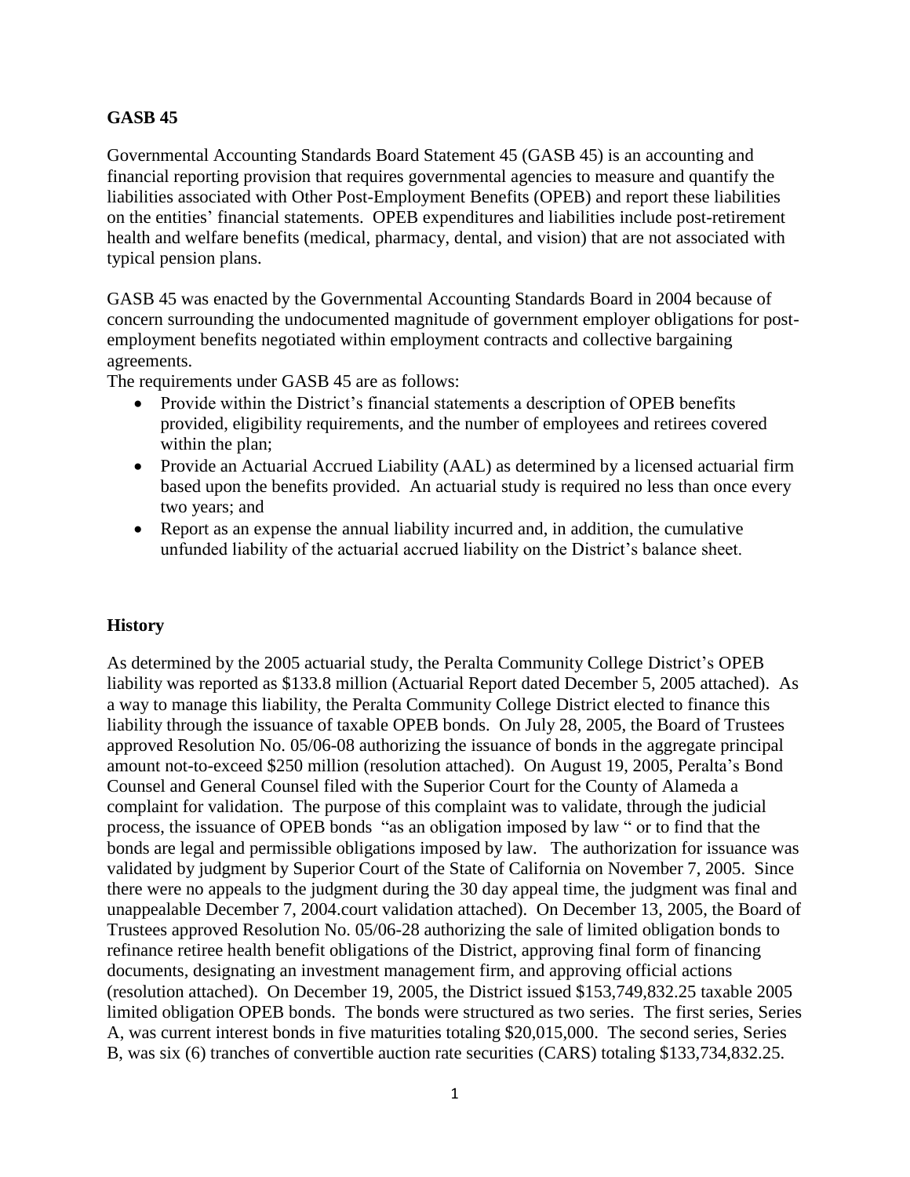**GASB 45**

Governmental Accounting Standards Board Statement 45 (GASB 45) is an accounting and financial reporting provision that requires governmental agencies to measure and quantify the liabilities associated with Other Post-Employment Benefits (OPEB) and report these liabilities on the entities' financial statements. OPEB expenditures and liabilities include post-retirement health and welfare benefits (medical, pharmacy, dental, and vision) that are not associated with typical pension plans.

GASB 45 was enacted by the Governmental Accounting Standards Board in 2004 because of concern surrounding the undocumented magnitude of government employer obligations for post-employment benefits negotiated within employment contracts and collective bargaining agreements.

The requirements under GASB 45 are as follows:

- Provide within the District's financial statements a description of OPEB benefits provided, eligibility requirements, and the number of employees and retirees covered within the plan;
- Provide an Actuarial Accrued Liability (AAL) as determined by a licensed actuarial firm based upon the benefits provided. An actuarial study is required no less than once every two years; and
- Report as an expense the annual liability incurred and, in addition, the cumulative unfunded liability of the actuarial accrued liability on the District's balance sheet.

**History**

As determined by the 2005 actuarial study, the Peralta Community College District's OPEB liability was reported as $133.8 million (Actuarial Report dated December 5, 2005 attached). As a way to manage this liability, the Peralta Community College District elected to finance this liability through the issuance of taxable OPEB bonds. On July 28, 2005, the Board of Trustees approved Resolution No. 05/06-08 authorizing the issuance of bonds in the aggregate principal amount not-to-exceed $250 million (resolution attached). On August 19, 2005, Peralta's Bond Counsel and General Counsel filed with the Superior Court for the County of Alameda a complaint for validation. The purpose of this complaint was to validate, through the judicial process, the issuance of OPEB bonds "as an obligation imposed by law " or to find that the bonds are legal and permissible obligations imposed by law. The authorization for issuance was validated by judgment by Superior Court of the State of California on November 7, 2005. Since there were no appeals to the judgment during the 30 day appeal time, the judgment was final and unappealable December 7, 2004.court validation attached). On December 13, 2005, the Board of Trustees approved Resolution No. 05/06-28 authorizing the sale of limited obligation bonds to refinance retiree health benefit obligations of the District, approving final form of financing documents, designating an investment management firm, and approving official actions (resolution attached). On December 19, 2005, the District issued $153,749,832.25 taxable 2005 limited obligation OPEB bonds. The bonds were structured as two series. The first series, Series A, was current interest bonds in five maturities totaling $20,015,000. The second series, Series B, was six (6) tranches of convertible auction rate securities (CARS) totaling $133,734,832.25.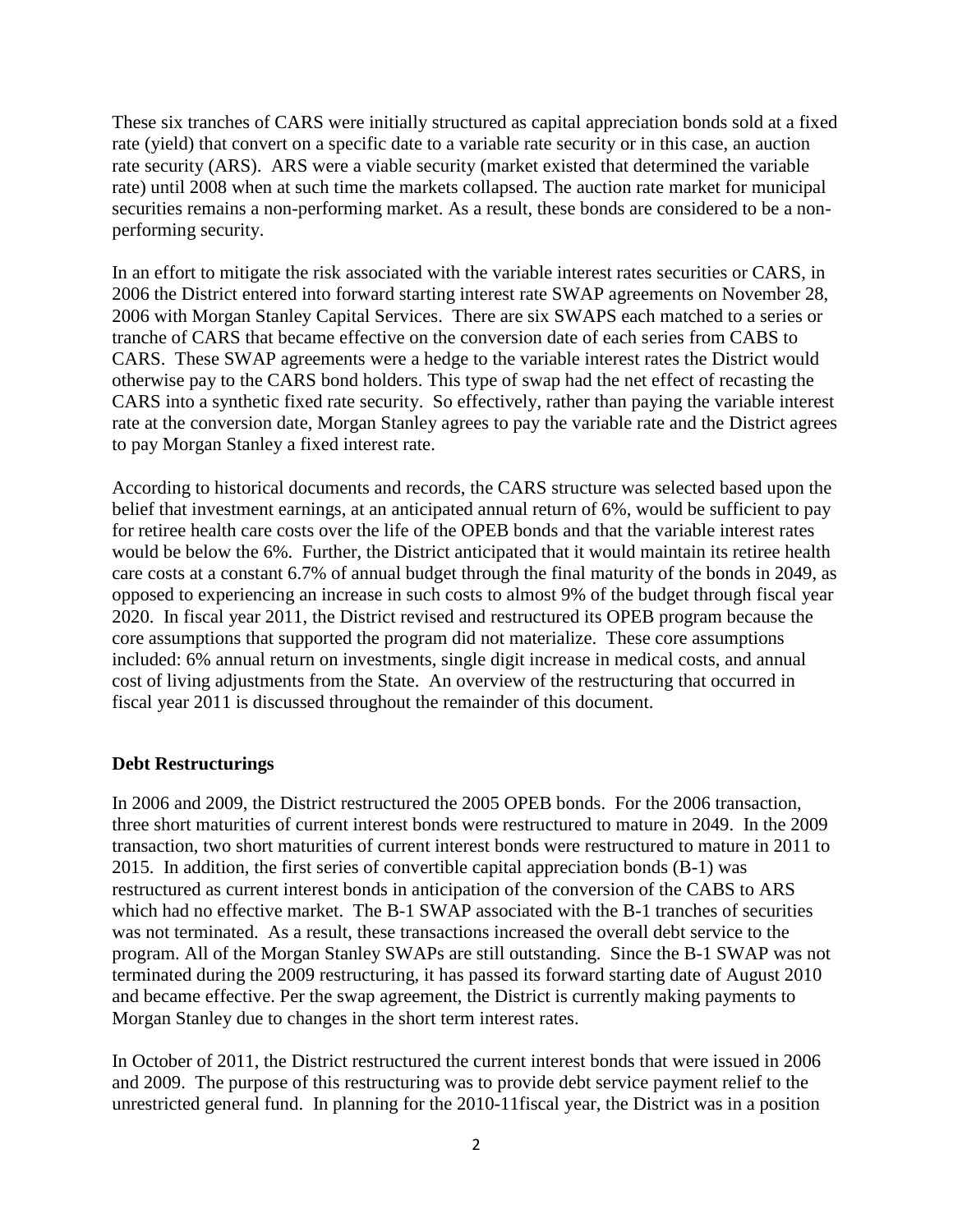These six tranches of CARS were initially structured as capital appreciation bonds sold at a fixed rate (yield) that convert on a specific date to a variable rate security or in this case, an auction rate security (ARS). ARS were a viable security (market existed that determined the variable rate) until 2008 when at such time the markets collapsed. The auction rate market for municipal securities remains a non-performing market. As a result, these bonds are considered to be a non-performing security.

In an effort to mitigate the risk associated with the variable interest rates securities or CARS, in 2006 the District entered into forward starting interest rate SWAP agreements on November 28, 2006 with Morgan Stanley Capital Services. There are six SWAPS each matched to a series or tranche of CARS that became effective on the conversion date of each series from CABS to CARS. These SWAP agreements were a hedge to the variable interest rates the District would otherwise pay to the CARS bond holders. This type of swap had the net effect of recasting the CARS into a synthetic fixed rate security. So effectively, rather than paying the variable interest rate at the conversion date, Morgan Stanley agrees to pay the variable rate and the District agrees to pay Morgan Stanley a fixed interest rate.

According to historical documents and records, the CARS structure was selected based upon the belief that investment earnings, at an anticipated annual return of 6%, would be sufficient to pay for retiree health care costs over the life of the OPEB bonds and that the variable interest rates would be below the 6%. Further, the District anticipated that it would maintain its retiree health care costs at a constant 6.7% of annual budget through the final maturity of the bonds in 2049, as opposed to experiencing an increase in such costs to almost 9% of the budget through fiscal year 2020. In fiscal year 2011, the District revised and restructured its OPEB program because the core assumptions that supported the program did not materialize. These core assumptions included: 6% annual return on investments, single digit increase in medical costs, and annual cost of living adjustments from the State. An overview of the restructuring that occurred in fiscal year 2011 is discussed throughout the remainder of this document.

**Debt Restructurings**

In 2006 and 2009, the District restructured the 2005 OPEB bonds. For the 2006 transaction, three short maturities of current interest bonds were restructured to mature in 2049. In the 2009 transaction, two short maturities of current interest bonds were restructured to mature in 2011 to 2015. In addition, the first series of convertible capital appreciation bonds (B-1) was restructured as current interest bonds in anticipation of the conversion of the CABS to ARS which had no effective market. The B-1 SWAP associated with the B-1 tranches of securities was not terminated. As a result, these transactions increased the overall debt service to the program. All of the Morgan Stanley SWAPs are still outstanding. Since the B-1 SWAP was not terminated during the 2009 restructuring, it has passed its forward starting date of August 2010 and became effective. Per the swap agreement, the District is currently making payments to Morgan Stanley due to changes in the short term interest rates.

In October of 2011, the District restructured the current interest bonds that were issued in 2006 and 2009. The purpose of this restructuring was to provide debt service payment relief to the unrestricted general fund. In planning for the 2010-11fiscal year, the District was in a position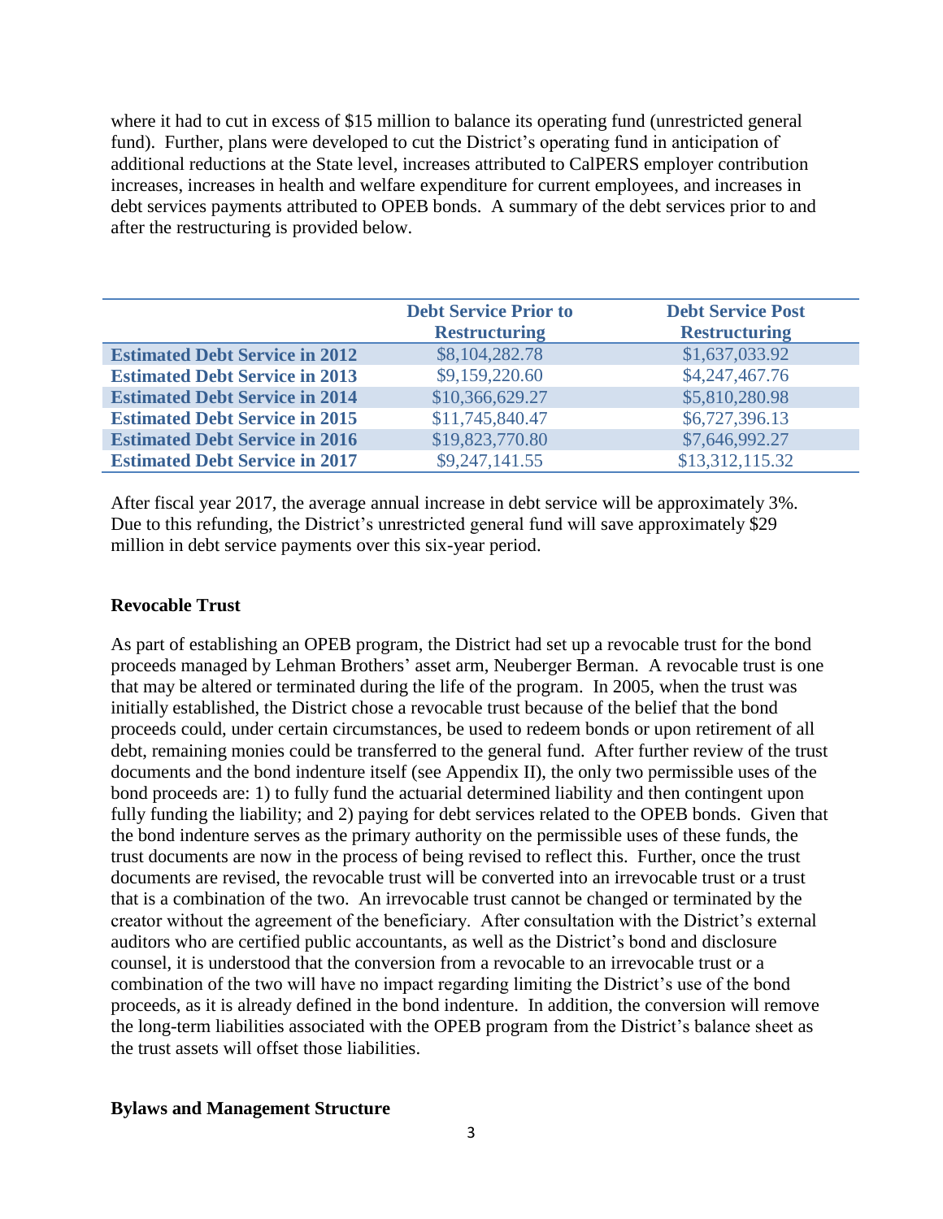where it had to cut in excess of $15 million to balance its operating fund (unrestricted general fund). Further, plans were developed to cut the District's operating fund in anticipation of additional reductions at the State level, increases attributed to CalPERS employer contribution increases, increases in health and welfare expenditure for current employees, and increases in debt services payments attributed to OPEB bonds. A summary of the debt services prior to and after the restructuring is provided below.

| | Debt Service Prior to Restructuring | Debt Service Post Restructuring |
|---|---|---|
| **Estimated Debt Service in 2012** | $8,104,282.78 | $1,637,033.92 |
| **Estimated Debt Service in 2013** | $9,159,220.60 | $4,247,467.76 |
| **Estimated Debt Service in 2014** | $10,366,629.27 | $5,810,280.98 |
| **Estimated Debt Service in 2015** | $11,745,840.47 | $6,727,396.13 |
| **Estimated Debt Service in 2016** | $19,823,770.80 | $7,646,992.27 |
| **Estimated Debt Service in 2017** | $9,247,141.55 | $13,312,115.32 |

After fiscal year 2017, the average annual increase in debt service will be approximately 3%. Due to this refunding, the District's unrestricted general fund will save approximately $29 million in debt service payments over this six-year period.

**Revocable Trust**

As part of establishing an OPEB program, the District had set up a revocable trust for the bond proceeds managed by Lehman Brothers' asset arm, Neuberger Berman. A revocable trust is one that may be altered or terminated during the life of the program. In 2005, when the trust was initially established, the District chose a revocable trust because of the belief that the bond proceeds could, under certain circumstances, be used to redeem bonds or upon retirement of all debt, remaining monies could be transferred to the general fund. After further review of the trust documents and the bond indenture itself (see Appendix II), the only two permissible uses of the bond proceeds are: 1) to fully fund the actuarial determined liability and then contingent upon fully funding the liability; and 2) paying for debt services related to the OPEB bonds. Given that the bond indenture serves as the primary authority on the permissible uses of these funds, the trust documents are now in the process of being revised to reflect this. Further, once the trust documents are revised, the revocable trust will be converted into an irrevocable trust or a trust that is a combination of the two. An irrevocable trust cannot be changed or terminated by the creator without the agreement of the beneficiary. After consultation with the District's external auditors who are certified public accountants, as well as the District's bond and disclosure counsel, it is understood that the conversion from a revocable to an irrevocable trust or a combination of the two will have no impact regarding limiting the District's use of the bond proceeds, as it is already defined in the bond indenture. In addition, the conversion will remove the long-term liabilities associated with the OPEB program from the District's balance sheet as the trust assets will offset those liabilities.

**Bylaws and Management Structure**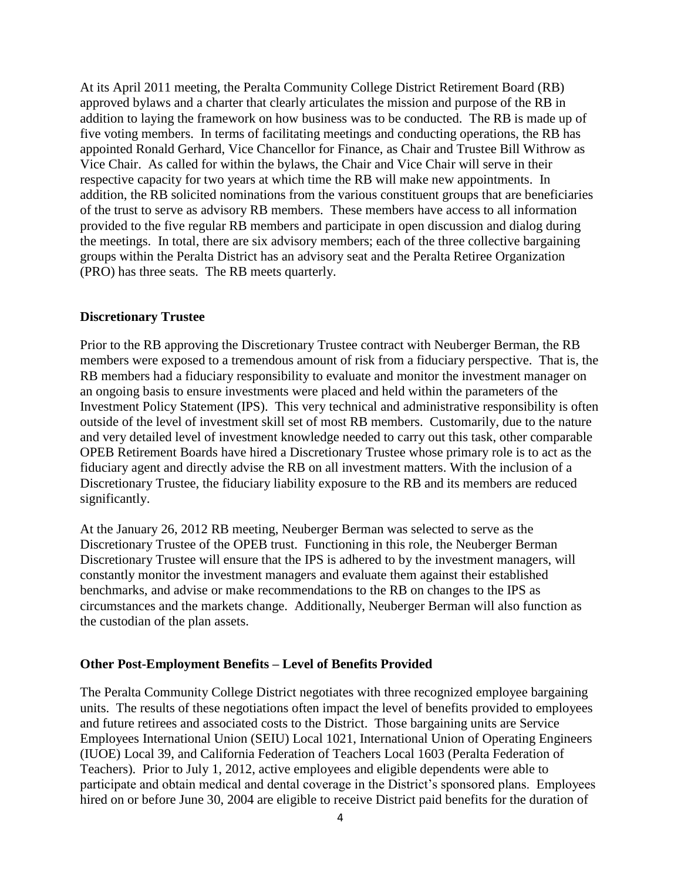At its April 2011 meeting, the Peralta Community College District Retirement Board (RB) approved bylaws and a charter that clearly articulates the mission and purpose of the RB in addition to laying the framework on how business was to be conducted. The RB is made up of five voting members. In terms of facilitating meetings and conducting operations, the RB has appointed Ronald Gerhard, Vice Chancellor for Finance, as Chair and Trustee Bill Withrow as Vice Chair. As called for within the bylaws, the Chair and Vice Chair will serve in their respective capacity for two years at which time the RB will make new appointments. In addition, the RB solicited nominations from the various constituent groups that are beneficiaries of the trust to serve as advisory RB members. These members have access to all information provided to the five regular RB members and participate in open discussion and dialog during the meetings. In total, there are six advisory members; each of the three collective bargaining groups within the Peralta District has an advisory seat and the Peralta Retiree Organization (PRO) has three seats. The RB meets quarterly.

**Discretionary Trustee**

Prior to the RB approving the Discretionary Trustee contract with Neuberger Berman, the RB members were exposed to a tremendous amount of risk from a fiduciary perspective. That is, the RB members had a fiduciary responsibility to evaluate and monitor the investment manager on an ongoing basis to ensure investments were placed and held within the parameters of the Investment Policy Statement (IPS). This very technical and administrative responsibility is often outside of the level of investment skill set of most RB members. Customarily, due to the nature and very detailed level of investment knowledge needed to carry out this task, other comparable OPEB Retirement Boards have hired a Discretionary Trustee whose primary role is to act as the fiduciary agent and directly advise the RB on all investment matters. With the inclusion of a Discretionary Trustee, the fiduciary liability exposure to the RB and its members are reduced significantly.

At the January 26, 2012 RB meeting, Neuberger Berman was selected to serve as the Discretionary Trustee of the OPEB trust. Functioning in this role, the Neuberger Berman Discretionary Trustee will ensure that the IPS is adhered to by the investment managers, will constantly monitor the investment managers and evaluate them against their established benchmarks, and advise or make recommendations to the RB on changes to the IPS as circumstances and the markets change. Additionally, Neuberger Berman will also function as the custodian of the plan assets.

**Other Post-Employment Benefits – Level of Benefits Provided**

The Peralta Community College District negotiates with three recognized employee bargaining units. The results of these negotiations often impact the level of benefits provided to employees and future retirees and associated costs to the District. Those bargaining units are Service Employees International Union (SEIU) Local 1021, International Union of Operating Engineers (IUOE) Local 39, and California Federation of Teachers Local 1603 (Peralta Federation of Teachers). Prior to July 1, 2012, active employees and eligible dependents were able to participate and obtain medical and dental coverage in the District's sponsored plans. Employees hired on or before June 30, 2004 are eligible to receive District paid benefits for the duration of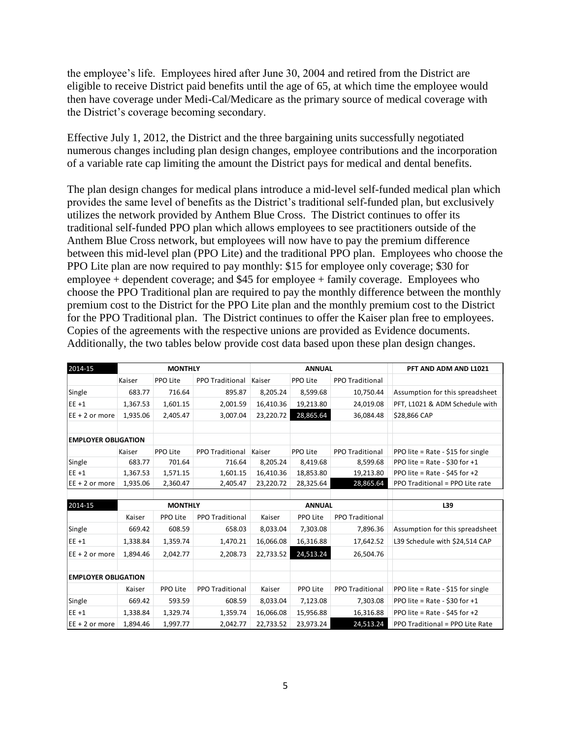the employee's life. Employees hired after June 30, 2004 and retired from the District are eligible to receive District paid benefits until the age of 65, at which time the employee would then have coverage under Medi-Cal/Medicare as the primary source of medical coverage with the District's coverage becoming secondary.

Effective July 1, 2012, the District and the three bargaining units successfully negotiated numerous changes including plan design changes, employee contributions and the incorporation of a variable rate cap limiting the amount the District pays for medical and dental benefits.

The plan design changes for medical plans introduce a mid-level self-funded medical plan which provides the same level of benefits as the District's traditional self-funded plan, but exclusively utilizes the network provided by Anthem Blue Cross. The District continues to offer its traditional self-funded PPO plan which allows employees to see practitioners outside of the Anthem Blue Cross network, but employees will now have to pay the premium difference between this mid-level plan (PPO Lite) and the traditional PPO plan. Employees who choose the PPO Lite plan are now required to pay monthly: $15 for employee only coverage; $30 for employee + dependent coverage; and $45 for employee + family coverage. Employees who choose the PPO Traditional plan are required to pay the monthly difference between the monthly premium cost to the District for the PPO Lite plan and the monthly premium cost to the District for the PPO Traditional plan. The District continues to offer the Kaiser plan free to employees. Copies of the agreements with the respective unions are provided as Evidence documents. Additionally, the two tables below provide cost data based upon these plan design changes.

| 2014-15 | MONTHLY | | | ANNUAL | | | PFT AND ADM AND L1021 |
|---|---|---|---|---|---|---|---|
| | Kaiser | PPO Lite | PPO Traditional | Kaiser | PPO Lite | PPO Traditional | |
| Single | 683.77 | 716.64 | 895.87 | 8,205.24 | 8,599.68 | 10,750.44 | Assumption for this spreadsheet |
| EE +1 | 1,367.53 | 1,601.15 | 2,001.59 | 16,410.36 | 19,213.80 | 24,019.08 | PFT, L1021 & ADM Schedule with |
| EE + 2 or more | 1,935.06 | 2,405.47 | 3,007.04 | 23,220.72 | 28,865.64 | 36,084.48 | $28,866 CAP |
| | | | | | | | |
| **EMPLOYER OBLIGATION** | | | | | | | |
| | Kaiser | PPO Lite | PPO Traditional | Kaiser | PPO Lite | PPO Traditional | PPO lite = Rate - $15 for single |
| Single | 683.77 | 701.64 | 716.64 | 8,205.24 | 8,419.68 | 8,599.68 | PPO lite = Rate - $30 for +1 |
| EE +1 | 1,367.53 | 1,571.15 | 1,601.15 | 16,410.36 | 18,853.80 | 19,213.80 | PPO lite = Rate - $45 for +2 |
| EE + 2 or more | 1,935.06 | 2,360.47 | 2,405.47 | 23,220.72 | 28,325.64 | 28,865.64 | PPO Traditional = PPO Lite rate |

| 2014-15 | MONTHLY | | | ANNUAL | | | L39 |
|---|---|---|---|---|---|---|---|
| | Kaiser | PPO Lite | PPO Traditional | Kaiser | PPO Lite | PPO Traditional | |
| Single | 669.42 | 608.59 | 658.03 | 8,033.04 | 7,303.08 | 7,896.36 | Assumption for this spreadsheet |
| EE +1 | 1,338.84 | 1,359.74 | 1,470.21 | 16,066.08 | 16,316.88 | 17,642.52 | L39 Schedule with $24,514 CAP |
| EE + 2 or more | 1,894.46 | 2,042.77 | 2,208.73 | 22,733.52 | 24,513.24 | 26,504.76 | |
| | | | | | | | |
| **EMPLOYER OBLIGATION** | | | | | | | |
| | Kaiser | PPO Lite | PPO Traditional | Kaiser | PPO Lite | PPO Traditional | PPO lite = Rate - $15 for single |
| Single | 669.42 | 593.59 | 608.59 | 8,033.04 | 7,123.08 | 7,303.08 | PPO lite = Rate - $30 for +1 |
| EE +1 | 1,338.84 | 1,329.74 | 1,359.74 | 16,066.08 | 15,956.88 | 16,316.88 | PPO lite = Rate - $45 for +2 |
| EE + 2 or more | 1,894.46 | 1,997.77 | 2,042.77 | 22,733.52 | 23,973.24 | 24,513.24 | PPO Traditional = PPO Lite Rate |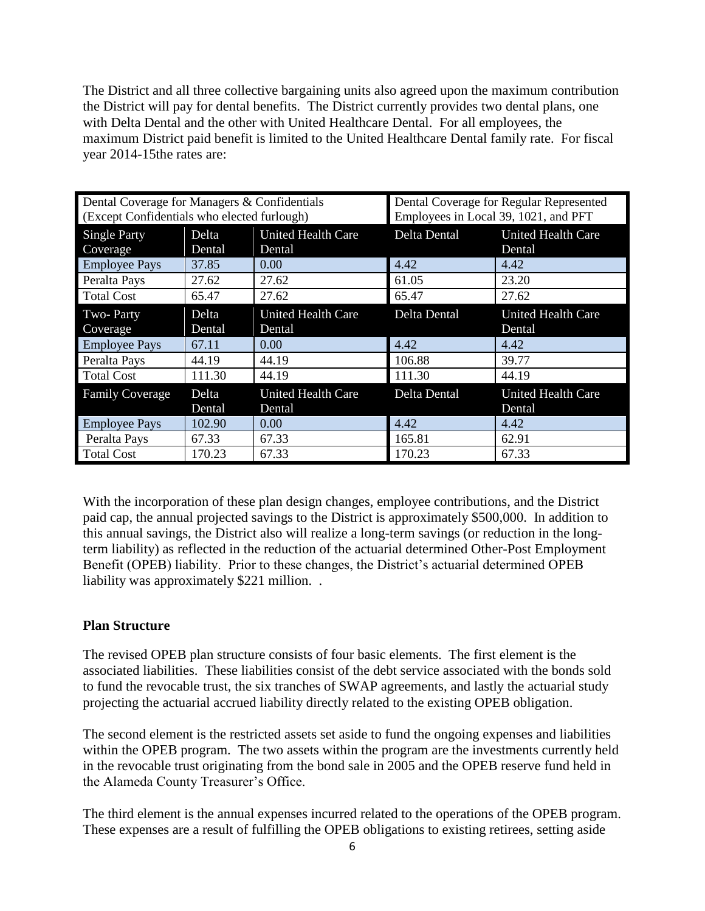The District and all three collective bargaining units also agreed upon the maximum contribution the District will pay for dental benefits. The District currently provides two dental plans, one with Delta Dental and the other with United Healthcare Dental. For all employees, the maximum District paid benefit is limited to the United Healthcare Dental family rate. For fiscal year 2014-15the rates are:

| Dental Coverage for Managers & Confidentials (Except Confidentials who elected furlough) | | | Dental Coverage for Regular Represented Employees in Local 39, 1021, and PFT | |
|---|---|---|---|---|
| Single Party Coverage | Delta Dental | United Health Care Dental | Delta Dental | United Health Care Dental |
| Employee Pays | 37.85 | 0.00 | 4.42 | 4.42 |
| Peralta Pays | 27.62 | 27.62 | 61.05 | 23.20 |
| Total Cost | 65.47 | 27.62 | 65.47 | 27.62 |
| Two- Party Coverage | Delta Dental | United Health Care Dental | Delta Dental | United Health Care Dental |
| Employee Pays | 67.11 | 0.00 | 4.42 | 4.42 |
| Peralta Pays | 44.19 | 44.19 | 106.88 | 39.77 |
| Total Cost | 111.30 | 44.19 | 111.30 | 44.19 |
| Family Coverage | Delta Dental | United Health Care Dental | Delta Dental | United Health Care Dental |
| Employee Pays | 102.90 | 0.00 | 4.42 | 4.42 |
| Peralta Pays | 67.33 | 67.33 | 165.81 | 62.91 |
| Total Cost | 170.23 | 67.33 | 170.23 | 67.33 |

With the incorporation of these plan design changes, employee contributions, and the District paid cap, the annual projected savings to the District is approximately $500,000. In addition to this annual savings, the District also will realize a long-term savings (or reduction in the long-term liability) as reflected in the reduction of the actuarial determined Other-Post Employment Benefit (OPEB) liability. Prior to these changes, the District's actuarial determined OPEB liability was approximately $221 million. .

**Plan Structure**

The revised OPEB plan structure consists of four basic elements. The first element is the associated liabilities. These liabilities consist of the debt service associated with the bonds sold to fund the revocable trust, the six tranches of SWAP agreements, and lastly the actuarial study projecting the actuarial accrued liability directly related to the existing OPEB obligation.

The second element is the restricted assets set aside to fund the ongoing expenses and liabilities within the OPEB program. The two assets within the program are the investments currently held in the revocable trust originating from the bond sale in 2005 and the OPEB reserve fund held in the Alameda County Treasurer's Office.

The third element is the annual expenses incurred related to the operations of the OPEB program. These expenses are a result of fulfilling the OPEB obligations to existing retirees, setting aside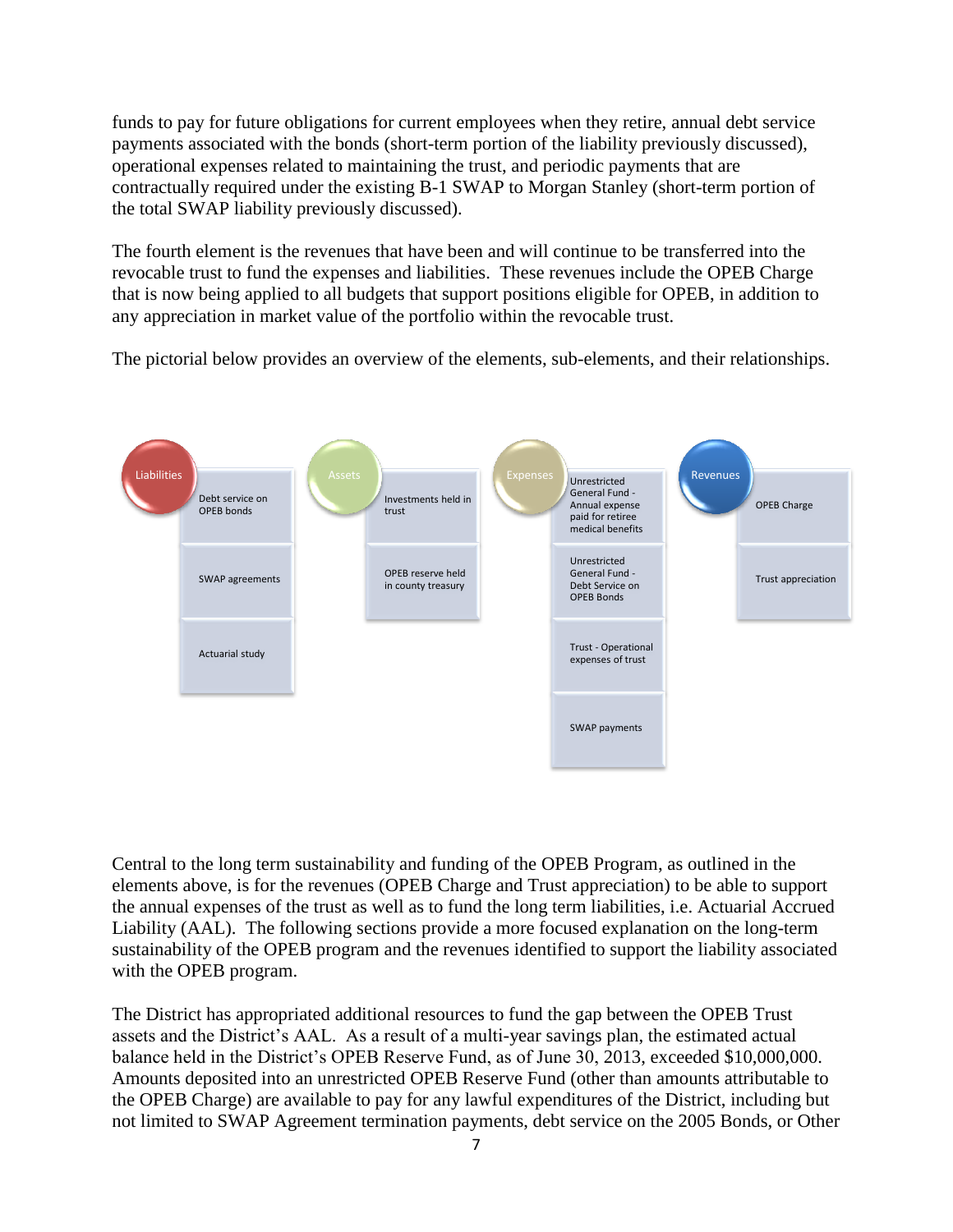funds to pay for future obligations for current employees when they retire, annual debt service payments associated with the bonds (short-term portion of the liability previously discussed), operational expenses related to maintaining the trust, and periodic payments that are contractually required under the existing B-1 SWAP to Morgan Stanley (short-term portion of the total SWAP liability previously discussed).

The fourth element is the revenues that have been and will continue to be transferred into the revocable trust to fund the expenses and liabilities. These revenues include the OPEB Charge that is now being applied to all budgets that support positions eligible for OPEB, in addition to any appreciation in market value of the portfolio within the revocable trust.

The pictorial below provides an overview of the elements, sub-elements, and their relationships.

| Liabilities | Assets | Expenses | Revenues |
|---|---|---|---|
| Debt service on OPEB bonds | Investments held in trust | Unrestricted General Fund - Annual expense paid for retiree medical benefits | OPEB Charge |
| SWAP agreements | OPEB reserve held in county treasury | Unrestricted General Fund - Debt Service on OPEB Bonds | Trust appreciation |
| Actuarial study | | Trust - Operational expenses of trust | |
| | | SWAP payments | |

Central to the long term sustainability and funding of the OPEB Program, as outlined in the elements above, is for the revenues (OPEB Charge and Trust appreciation) to be able to support the annual expenses of the trust as well as to fund the long term liabilities, i.e. Actuarial Accrued Liability (AAL). The following sections provide a more focused explanation on the long-term sustainability of the OPEB program and the revenues identified to support the liability associated with the OPEB program.

The District has appropriated additional resources to fund the gap between the OPEB Trust assets and the District's AAL. As a result of a multi-year savings plan, the estimated actual balance held in the District's OPEB Reserve Fund, as of June 30, 2013, exceeded $10,000,000. Amounts deposited into an unrestricted OPEB Reserve Fund (other than amounts attributable to the OPEB Charge) are available to pay for any lawful expenditures of the District, including but not limited to SWAP Agreement termination payments, debt service on the 2005 Bonds, or Other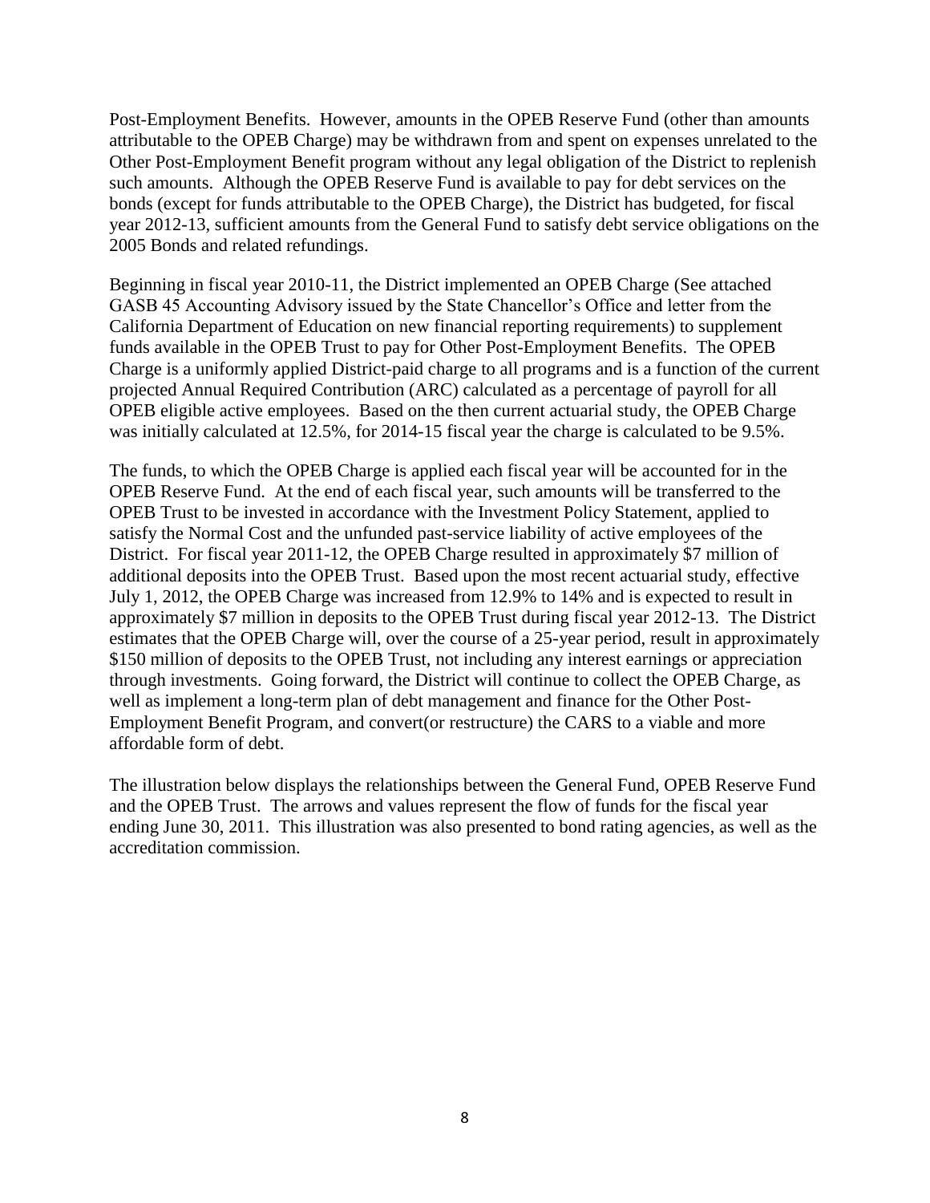Post-Employment Benefits. However, amounts in the OPEB Reserve Fund (other than amounts attributable to the OPEB Charge) may be withdrawn from and spent on expenses unrelated to the Other Post-Employment Benefit program without any legal obligation of the District to replenish such amounts. Although the OPEB Reserve Fund is available to pay for debt services on the bonds (except for funds attributable to the OPEB Charge), the District has budgeted, for fiscal year 2012-13, sufficient amounts from the General Fund to satisfy debt service obligations on the 2005 Bonds and related refundings.

Beginning in fiscal year 2010-11, the District implemented an OPEB Charge (See attached GASB 45 Accounting Advisory issued by the State Chancellor's Office and letter from the California Department of Education on new financial reporting requirements) to supplement funds available in the OPEB Trust to pay for Other Post-Employment Benefits. The OPEB Charge is a uniformly applied District-paid charge to all programs and is a function of the current projected Annual Required Contribution (ARC) calculated as a percentage of payroll for all OPEB eligible active employees. Based on the then current actuarial study, the OPEB Charge was initially calculated at 12.5%, for 2014-15 fiscal year the charge is calculated to be 9.5%.

The funds, to which the OPEB Charge is applied each fiscal year will be accounted for in the OPEB Reserve Fund. At the end of each fiscal year, such amounts will be transferred to the OPEB Trust to be invested in accordance with the Investment Policy Statement, applied to satisfy the Normal Cost and the unfunded past-service liability of active employees of the District. For fiscal year 2011-12, the OPEB Charge resulted in approximately $7 million of additional deposits into the OPEB Trust. Based upon the most recent actuarial study, effective July 1, 2012, the OPEB Charge was increased from 12.9% to 14% and is expected to result in approximately $7 million in deposits to the OPEB Trust during fiscal year 2012-13. The District estimates that the OPEB Charge will, over the course of a 25-year period, result in approximately $150 million of deposits to the OPEB Trust, not including any interest earnings or appreciation through investments. Going forward, the District will continue to collect the OPEB Charge, as well as implement a long-term plan of debt management and finance for the Other Post-Employment Benefit Program, and convert(or restructure) the CARS to a viable and more affordable form of debt.

The illustration below displays the relationships between the General Fund, OPEB Reserve Fund and the OPEB Trust. The arrows and values represent the flow of funds for the fiscal year ending June 30, 2011. This illustration was also presented to bond rating agencies, as well as the accreditation commission.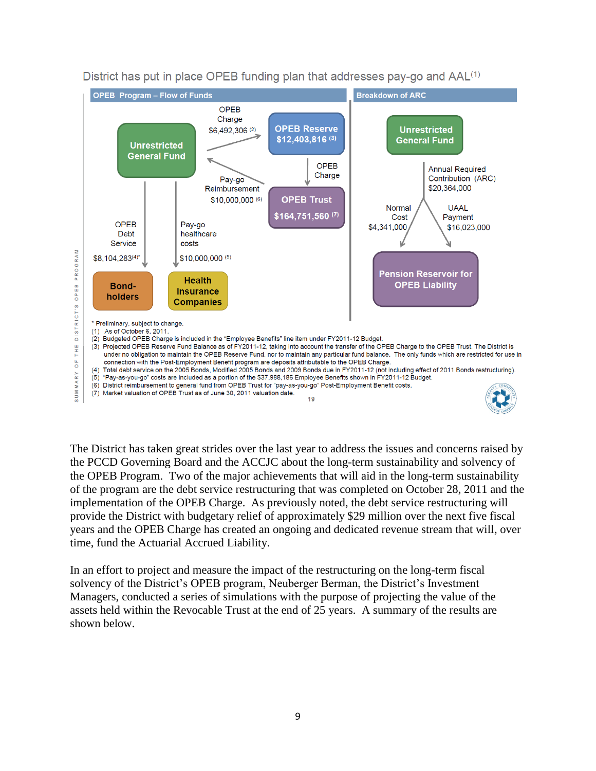District has put in place OPEB funding plan that addresses pay-go and AAL[1]

**OPEB Program – Flow of Funds**

- Unrestricted General Fund → OPEB Reserve $12,403,816 [3]: OPEB Charge $6,492,306 [2]
- OPEB Reserve → OPEB Trust $164,751,560 [7]: OPEB Charge
- OPEB Trust → Unrestricted General Fund: Pay-go Reimbursement $10,000,000 [6]
- Unrestricted General Fund → Bond-holders: OPEB Debt Service $8,104,283[4]*
- Unrestricted General Fund → Health Insurance Companies: Pay-go healthcare costs $10,000,000 [5]

**Breakdown of ARC**

- Unrestricted General Fund: Annual Required Contribution (ARC) $20,364,000
  - Normal Cost $4,341,000 → Pension Reservoir for OPEB Liability
  - UAAL Payment $16,023,000 → Pension Reservoir for OPEB Liability

\* Preliminary, subject to change.
(1) As of October 6, 2011.
(2) Budgeted OPEB Charge is included in the "Employee Benefits" line item under FY2011-12 Budget.
(3) Projected OPEB Reserve Fund Balance as of FY2011-12, taking into account the transfer of the OPEB Charge to the OPEB Trust. The District is under no obligation to maintain the OPEB Reserve Fund, nor to maintain any particular fund balance. The only funds which are restricted for use in connection with the Post-Employment Benefit program are deposits attributable to the OPEB Charge.
(4) Total debt service on the 2005 Bonds, Modified 2005 Bonds and 2009 Bonds due in FY2011-12 (not including effect of 2011 Bonds restructuring).
(5) "Pay-as-you-go" costs are included as a portion of the $37,988,186 Employee Benefits shown in FY2011-12 Budget.
(6) District reimbursement to general fund from OPEB Trust for "pay-as-you-go" Post-Employment Benefit costs.
(7) Market valuation of OPEB Trust as of June 30, 2011 valuation date.

The District has taken great strides over the last year to address the issues and concerns raised by the PCCD Governing Board and the ACCJC about the long-term sustainability and solvency of the OPEB Program. Two of the major achievements that will aid in the long-term sustainability of the program are the debt service restructuring that was completed on October 28, 2011 and the implementation of the OPEB Charge. As previously noted, the debt service restructuring will provide the District with budgetary relief of approximately $29 million over the next five fiscal years and the OPEB Charge has created an ongoing and dedicated revenue stream that will, over time, fund the Actuarial Accrued Liability.

In an effort to project and measure the impact of the restructuring on the long-term fiscal solvency of the District's OPEB program, Neuberger Berman, the District's Investment Managers, conducted a series of simulations with the purpose of projecting the value of the assets held within the Revocable Trust at the end of 25 years. A summary of the results are shown below.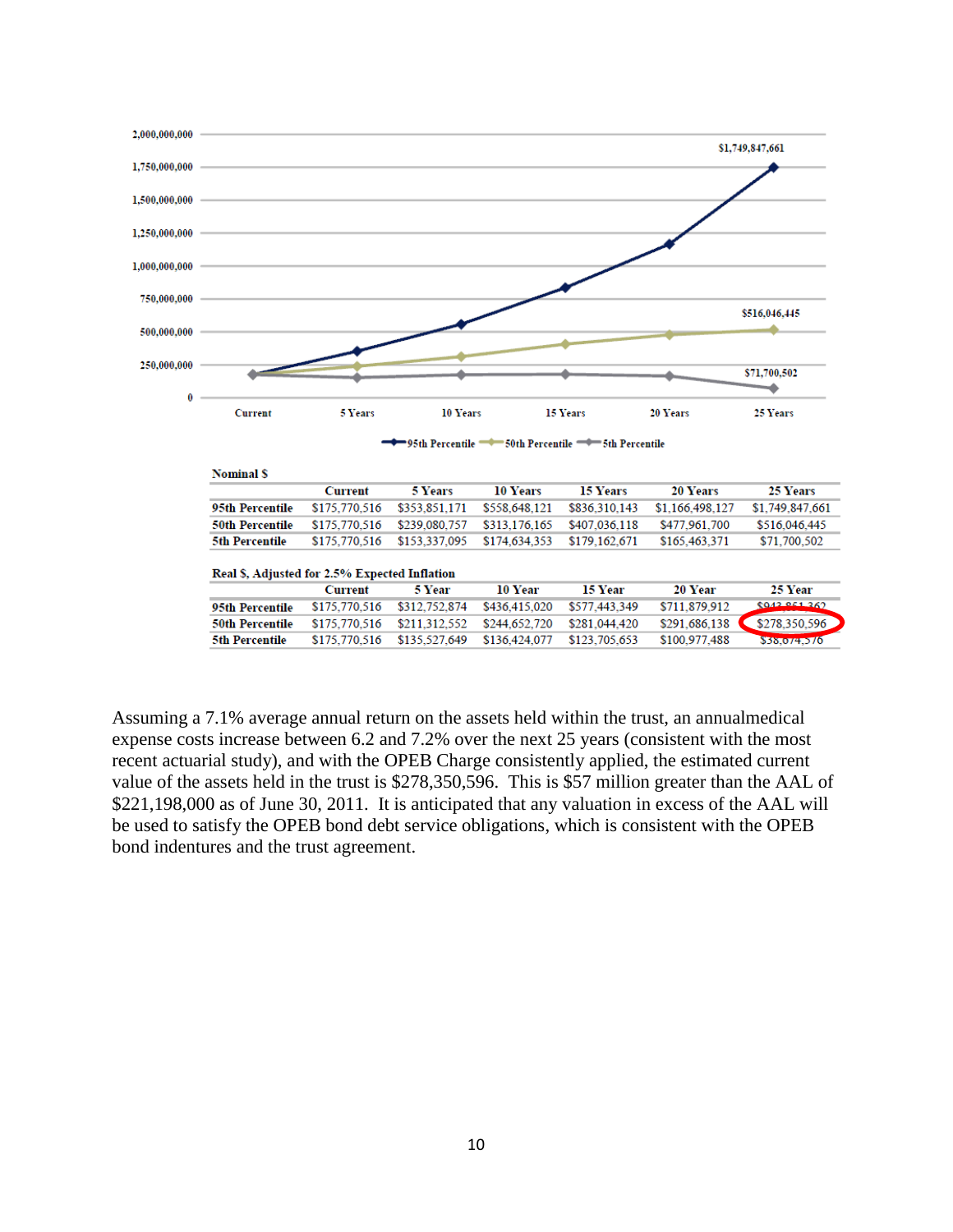2,000,000,000
1,750,000,000
1,500,000,000
1,250,000,000
1,000,000,000
750,000,000
500,000,000
250,000,000
0

$1,749,847,661
$516,046,445
$71,700,502

Current 5 Years 10 Years 15 Years 20 Years 25 Years

95th Percentile 50th Percentile 5th Percentile

**Nominal $**

| | Current | 5 Years | 10 Years | 15 Years | 20 Years | 25 Years |
|---|---|---|---|---|---|---|
| **95th Percentile** | $175,770,516 | $353,851,171 | $558,648,121 | $836,310,143 | $1,166,498,127 | $1,749,847,661 |
| **50th Percentile** | $175,770,516 | $239,080,757 | $313,176,165 | $407,036,118 | $477,961,700 | $516,046,445 |
| **5th Percentile** | $175,770,516 | $153,337,095 | $174,634,353 | $179,162,671 | $165,463,371 | $71,700,502 |

**Real $, Adjusted for 2.5% Expected Inflation**

| | Current | 5 Year | 10 Year | 15 Year | 20 Year | 25 Year |
|---|---|---|---|---|---|---|
| **95th Percentile** | $175,770,516 | $312,752,874 | $436,415,020 | $577,443,349 | $711,879,912 | $943,861,362 |
| **50th Percentile** | $175,770,516 | $211,312,552 | $244,652,720 | $281,044,420 | $291,686,138 | $278,350,596 |
| **5th Percentile** | $175,770,516 | $135,527,649 | $136,424,077 | $123,705,653 | $100,977,488 | $38,674,576 |

Assuming a 7.1% average annual return on the assets held within the trust, an annualmedical expense costs increase between 6.2 and 7.2% over the next 25 years (consistent with the most recent actuarial study), and with the OPEB Charge consistently applied, the estimated current value of the assets held in the trust is $278,350,596. This is $57 million greater than the AAL of $221,198,000 as of June 30, 2011. It is anticipated that any valuation in excess of the AAL will be used to satisfy the OPEB bond debt service obligations, which is consistent with the OPEB bond indentures and the trust agreement.